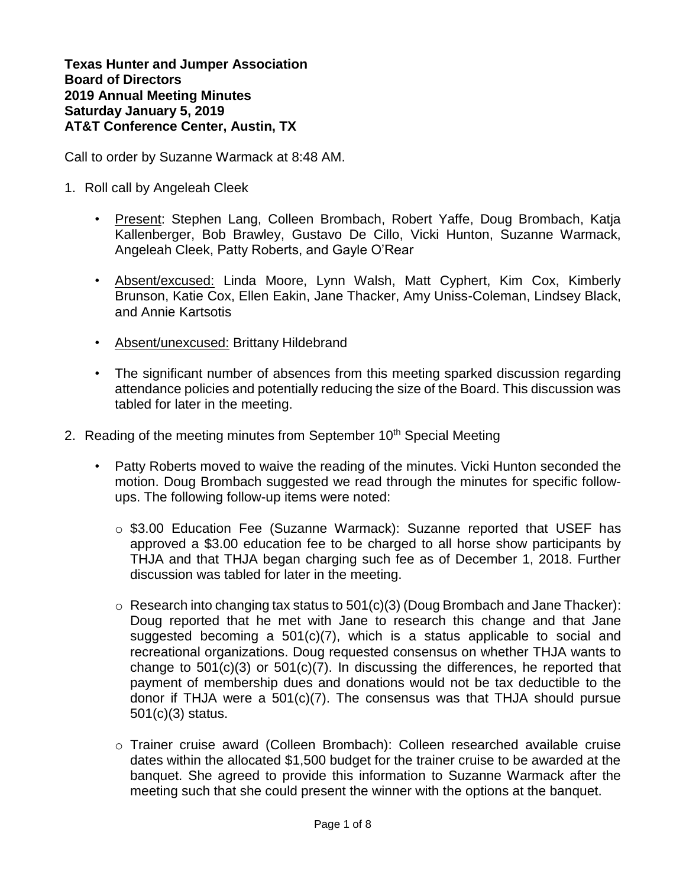**Texas Hunter and Jumper Association**
**Board of Directors**
**2019 Annual Meeting Minutes**
**Saturday January 5, 2019**
**AT&T Conference Center, Austin, TX**

Call to order by Suzanne Warmack at 8:48 AM.

1. Roll call by Angeleah Cleek

   - Present: Stephen Lang, Colleen Brombach, Robert Yaffe, Doug Brombach, Katja Kallenberger, Bob Brawley, Gustavo De Cillo, Vicki Hunton, Suzanne Warmack, Angeleah Cleek, Patty Roberts, and Gayle O'Rear

   - Absent/excused: Linda Moore, Lynn Walsh, Matt Cyphert, Kim Cox, Kimberly Brunson, Katie Cox, Ellen Eakin, Jane Thacker, Amy Uniss-Coleman, Lindsey Black, and Annie Kartsotis

   - Absent/unexcused: Brittany Hildebrand

   - The significant number of absences from this meeting sparked discussion regarding attendance policies and potentially reducing the size of the Board. This discussion was tabled for later in the meeting.

2. Reading of the meeting minutes from September 10th Special Meeting

   - Patty Roberts moved to waive the reading of the minutes. Vicki Hunton seconded the motion. Doug Brombach suggested we read through the minutes for specific follow-ups. The following follow-up items were noted:

     - $3.00 Education Fee (Suzanne Warmack): Suzanne reported that USEF has approved a $3.00 education fee to be charged to all horse show participants by THJA and that THJA began charging such fee as of December 1, 2018. Further discussion was tabled for later in the meeting.

     - Research into changing tax status to 501(c)(3) (Doug Brombach and Jane Thacker): Doug reported that he met with Jane to research this change and that Jane suggested becoming a 501(c)(7), which is a status applicable to social and recreational organizations. Doug requested consensus on whether THJA wants to change to 501(c)(3) or 501(c)(7). In discussing the differences, he reported that payment of membership dues and donations would not be tax deductible to the donor if THJA were a 501(c)(7). The consensus was that THJA should pursue 501(c)(3) status.

     - Trainer cruise award (Colleen Brombach): Colleen researched available cruise dates within the allocated $1,500 budget for the trainer cruise to be awarded at the banquet. She agreed to provide this information to Suzanne Warmack after the meeting such that she could present the winner with the options at the banquet.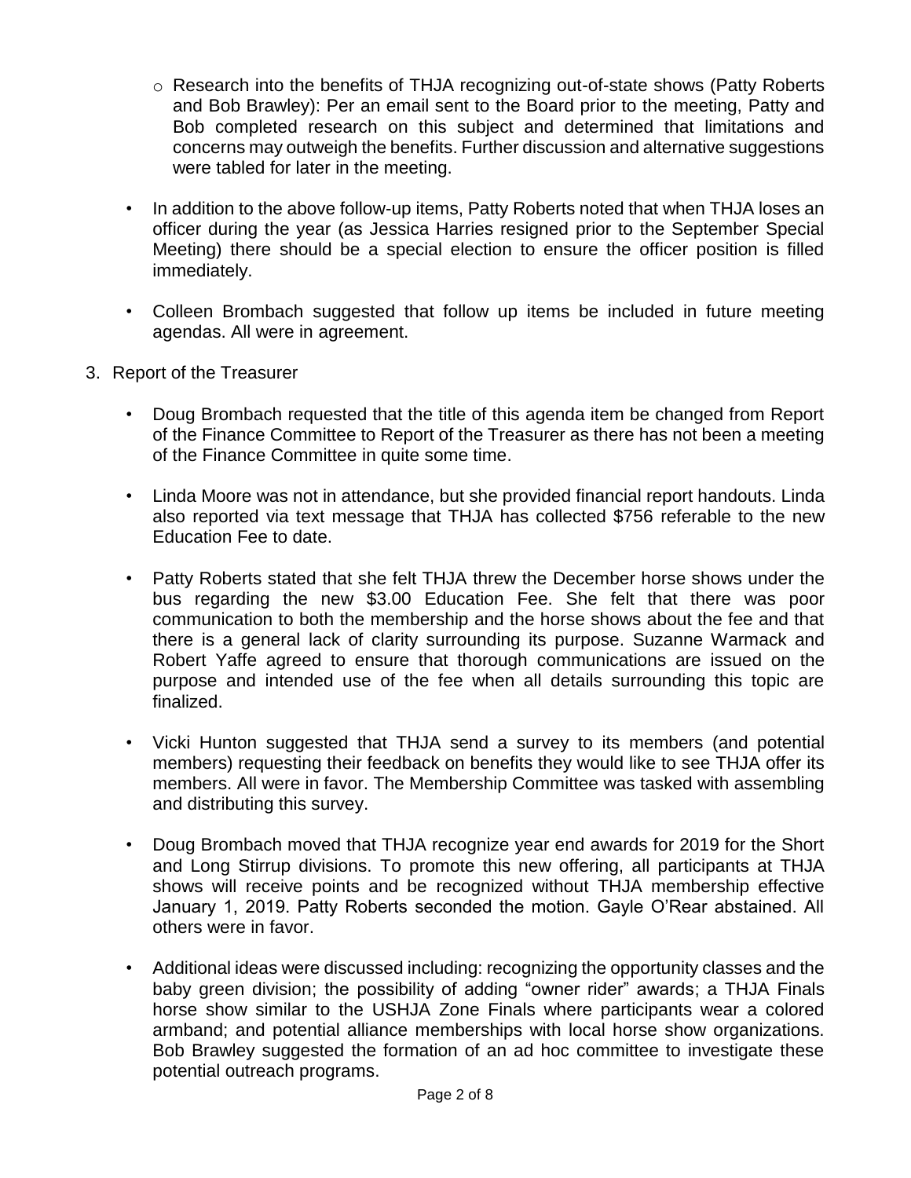- Research into the benefits of THJA recognizing out-of-state shows (Patty Roberts and Bob Brawley): Per an email sent to the Board prior to the meeting, Patty and Bob completed research on this subject and determined that limitations and concerns may outweigh the benefits. Further discussion and alternative suggestions were tabled for later in the meeting.

- In addition to the above follow-up items, Patty Roberts noted that when THJA loses an officer during the year (as Jessica Harries resigned prior to the September Special Meeting) there should be a special election to ensure the officer position is filled immediately.

- Colleen Brombach suggested that follow up items be included in future meeting agendas. All were in agreement.

3. Report of the Treasurer

- Doug Brombach requested that the title of this agenda item be changed from Report of the Finance Committee to Report of the Treasurer as there has not been a meeting of the Finance Committee in quite some time.

- Linda Moore was not in attendance, but she provided financial report handouts. Linda also reported via text message that THJA has collected $756 referable to the new Education Fee to date.

- Patty Roberts stated that she felt THJA threw the December horse shows under the bus regarding the new $3.00 Education Fee. She felt that there was poor communication to both the membership and the horse shows about the fee and that there is a general lack of clarity surrounding its purpose. Suzanne Warmack and Robert Yaffe agreed to ensure that thorough communications are issued on the purpose and intended use of the fee when all details surrounding this topic are finalized.

- Vicki Hunton suggested that THJA send a survey to its members (and potential members) requesting their feedback on benefits they would like to see THJA offer its members. All were in favor. The Membership Committee was tasked with assembling and distributing this survey.

- Doug Brombach moved that THJA recognize year end awards for 2019 for the Short and Long Stirrup divisions. To promote this new offering, all participants at THJA shows will receive points and be recognized without THJA membership effective January 1, 2019. Patty Roberts seconded the motion. Gayle O'Rear abstained. All others were in favor.

- Additional ideas were discussed including: recognizing the opportunity classes and the baby green division; the possibility of adding "owner rider" awards; a THJA Finals horse show similar to the USHJA Zone Finals where participants wear a colored armband; and potential alliance memberships with local horse show organizations. Bob Brawley suggested the formation of an ad hoc committee to investigate these potential outreach programs.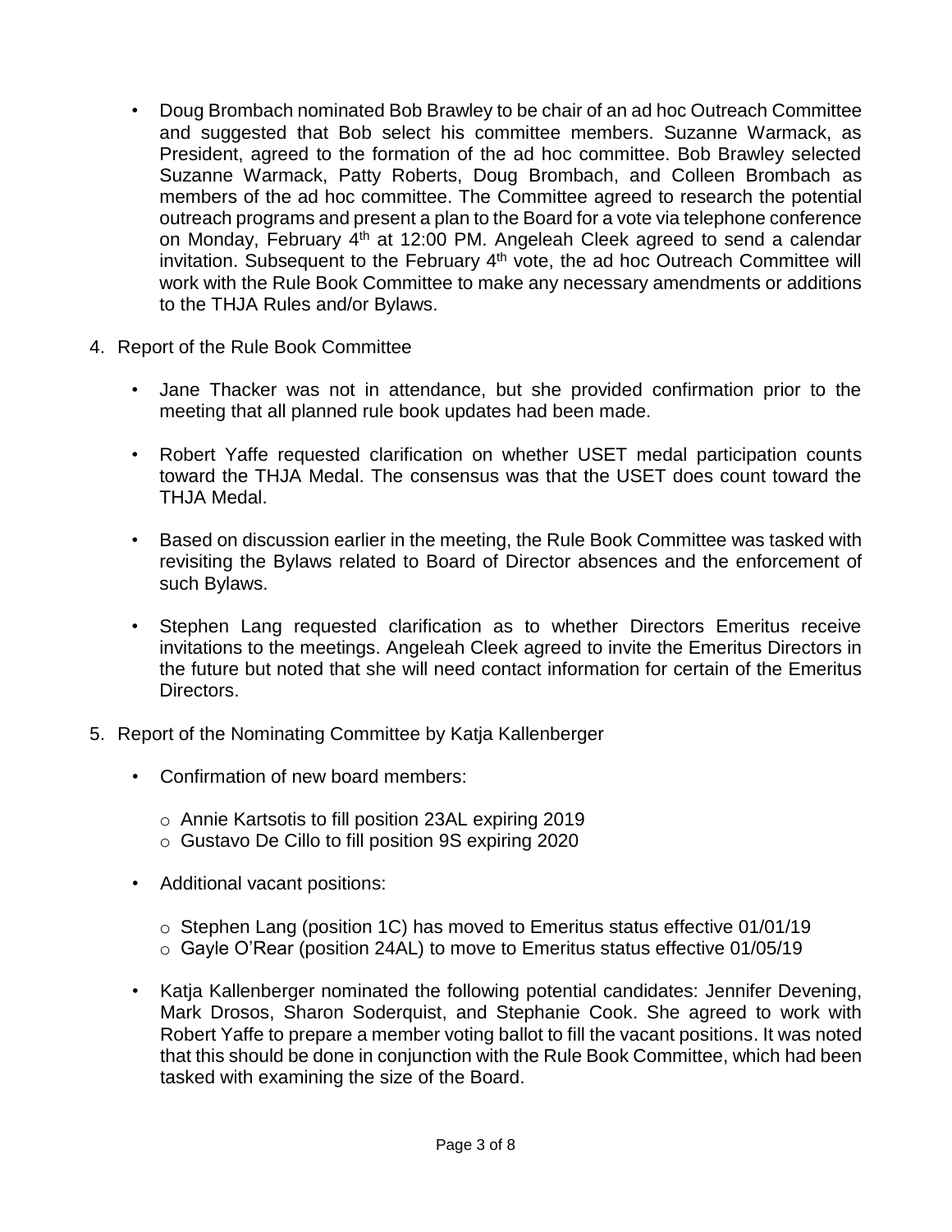- Doug Brombach nominated Bob Brawley to be chair of an ad hoc Outreach Committee and suggested that Bob select his committee members. Suzanne Warmack, as President, agreed to the formation of the ad hoc committee. Bob Brawley selected Suzanne Warmack, Patty Roberts, Doug Brombach, and Colleen Brombach as members of the ad hoc committee. The Committee agreed to research the potential outreach programs and present a plan to the Board for a vote via telephone conference on Monday, February 4th at 12:00 PM. Angeleah Cleek agreed to send a calendar invitation. Subsequent to the February 4th vote, the ad hoc Outreach Committee will work with the Rule Book Committee to make any necessary amendments or additions to the THJA Rules and/or Bylaws.

4. Report of the Rule Book Committee

   - Jane Thacker was not in attendance, but she provided confirmation prior to the meeting that all planned rule book updates had been made.

   - Robert Yaffe requested clarification on whether USET medal participation counts toward the THJA Medal. The consensus was that the USET does count toward the THJA Medal.

   - Based on discussion earlier in the meeting, the Rule Book Committee was tasked with revisiting the Bylaws related to Board of Director absences and the enforcement of such Bylaws.

   - Stephen Lang requested clarification as to whether Directors Emeritus receive invitations to the meetings. Angeleah Cleek agreed to invite the Emeritus Directors in the future but noted that she will need contact information for certain of the Emeritus Directors.

5. Report of the Nominating Committee by Katja Kallenberger

   - Confirmation of new board members:

     - Annie Kartsotis to fill position 23AL expiring 2019
     - Gustavo De Cillo to fill position 9S expiring 2020

   - Additional vacant positions:

     - Stephen Lang (position 1C) has moved to Emeritus status effective 01/01/19
     - Gayle O'Rear (position 24AL) to move to Emeritus status effective 01/05/19

   - Katja Kallenberger nominated the following potential candidates: Jennifer Devening, Mark Drosos, Sharon Soderquist, and Stephanie Cook. She agreed to work with Robert Yaffe to prepare a member voting ballot to fill the vacant positions. It was noted that this should be done in conjunction with the Rule Book Committee, which had been tasked with examining the size of the Board.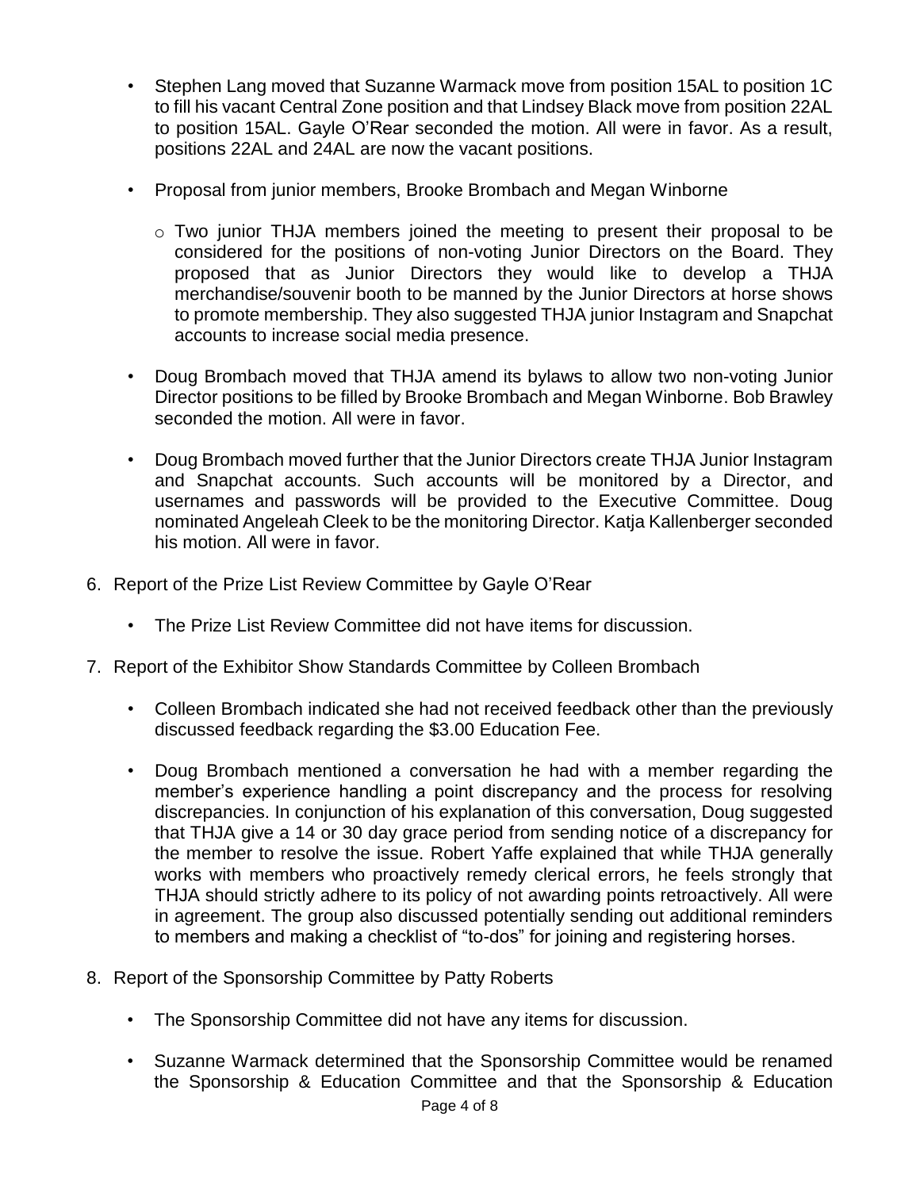- Stephen Lang moved that Suzanne Warmack move from position 15AL to position 1C to fill his vacant Central Zone position and that Lindsey Black move from position 22AL to position 15AL. Gayle O'Rear seconded the motion. All were in favor. As a result, positions 22AL and 24AL are now the vacant positions.

- Proposal from junior members, Brooke Brombach and Megan Winborne

  - Two junior THJA members joined the meeting to present their proposal to be considered for the positions of non-voting Junior Directors on the Board. They proposed that as Junior Directors they would like to develop a THJA merchandise/souvenir booth to be manned by the Junior Directors at horse shows to promote membership. They also suggested THJA junior Instagram and Snapchat accounts to increase social media presence.

- Doug Brombach moved that THJA amend its bylaws to allow two non-voting Junior Director positions to be filled by Brooke Brombach and Megan Winborne. Bob Brawley seconded the motion. All were in favor.

- Doug Brombach moved further that the Junior Directors create THJA Junior Instagram and Snapchat accounts. Such accounts will be monitored by a Director, and usernames and passwords will be provided to the Executive Committee. Doug nominated Angeleah Cleek to be the monitoring Director. Katja Kallenberger seconded his motion. All were in favor.

6. Report of the Prize List Review Committee by Gayle O'Rear

   - The Prize List Review Committee did not have items for discussion.

7. Report of the Exhibitor Show Standards Committee by Colleen Brombach

   - Colleen Brombach indicated she had not received feedback other than the previously discussed feedback regarding the $3.00 Education Fee.

   - Doug Brombach mentioned a conversation he had with a member regarding the member's experience handling a point discrepancy and the process for resolving discrepancies. In conjunction of his explanation of this conversation, Doug suggested that THJA give a 14 or 30 day grace period from sending notice of a discrepancy for the member to resolve the issue. Robert Yaffe explained that while THJA generally works with members who proactively remedy clerical errors, he feels strongly that THJA should strictly adhere to its policy of not awarding points retroactively. All were in agreement. The group also discussed potentially sending out additional reminders to members and making a checklist of "to-dos" for joining and registering horses.

8. Report of the Sponsorship Committee by Patty Roberts

   - The Sponsorship Committee did not have any items for discussion.

   - Suzanne Warmack determined that the Sponsorship Committee would be renamed the Sponsorship & Education Committee and that the Sponsorship & Education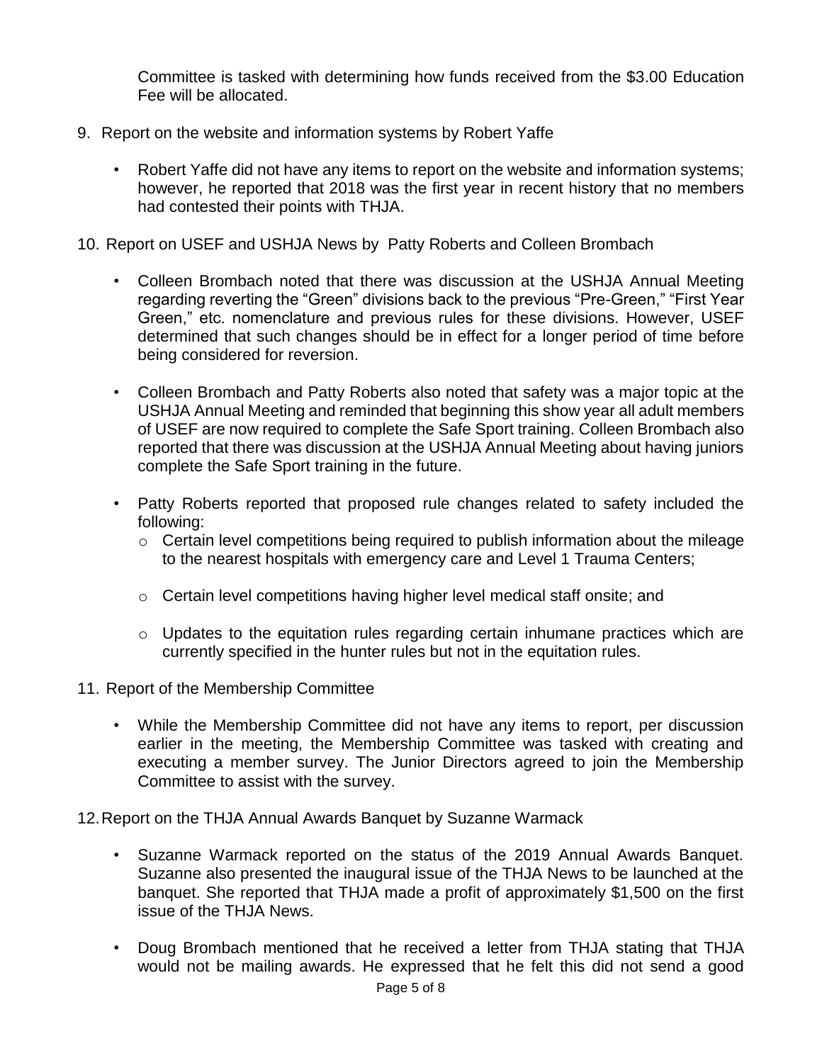Committee is tasked with determining how funds received from the $3.00 Education Fee will be allocated.

9. Report on the website and information systems by Robert Yaffe

   - Robert Yaffe did not have any items to report on the website and information systems; however, he reported that 2018 was the first year in recent history that no members had contested their points with THJA.

10. Report on USEF and USHJA News by Patty Roberts and Colleen Brombach

    - Colleen Brombach noted that there was discussion at the USHJA Annual Meeting regarding reverting the "Green" divisions back to the previous "Pre-Green," "First Year Green," etc. nomenclature and previous rules for these divisions. However, USEF determined that such changes should be in effect for a longer period of time before being considered for reversion.

    - Colleen Brombach and Patty Roberts also noted that safety was a major topic at the USHJA Annual Meeting and reminded that beginning this show year all adult members of USEF are now required to complete the Safe Sport training. Colleen Brombach also reported that there was discussion at the USHJA Annual Meeting about having juniors complete the Safe Sport training in the future.

    - Patty Roberts reported that proposed rule changes related to safety included the following:
      - Certain level competitions being required to publish information about the mileage to the nearest hospitals with emergency care and Level 1 Trauma Centers;
      - Certain level competitions having higher level medical staff onsite; and
      - Updates to the equitation rules regarding certain inhumane practices which are currently specified in the hunter rules but not in the equitation rules.

11. Report of the Membership Committee

    - While the Membership Committee did not have any items to report, per discussion earlier in the meeting, the Membership Committee was tasked with creating and executing a member survey. The Junior Directors agreed to join the Membership Committee to assist with the survey.

12. Report on the THJA Annual Awards Banquet by Suzanne Warmack

    - Suzanne Warmack reported on the status of the 2019 Annual Awards Banquet. Suzanne also presented the inaugural issue of the THJA News to be launched at the banquet. She reported that THJA made a profit of approximately $1,500 on the first issue of the THJA News.

    - Doug Brombach mentioned that he received a letter from THJA stating that THJA would not be mailing awards. He expressed that he felt this did not send a good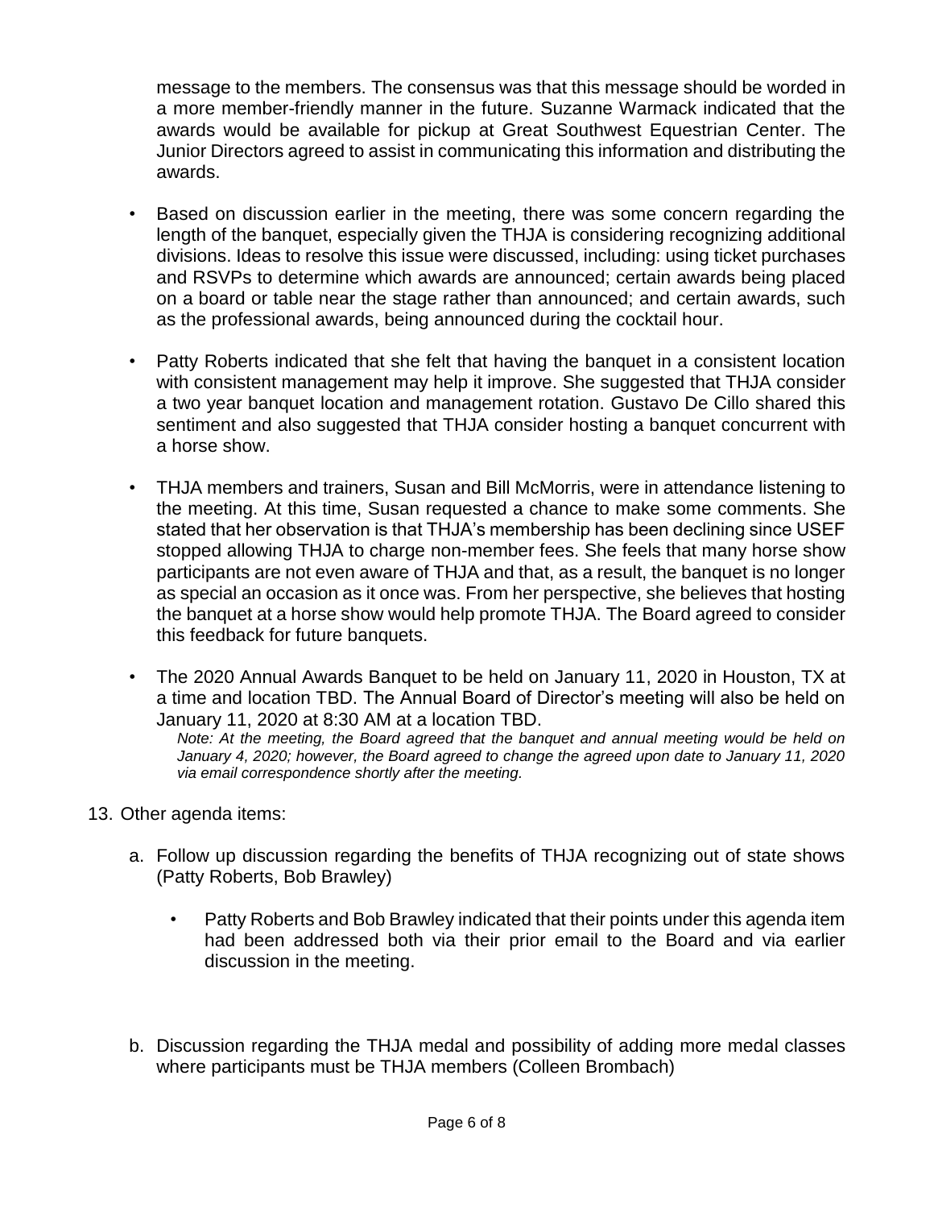message to the members. The consensus was that this message should be worded in a more member-friendly manner in the future. Suzanne Warmack indicated that the awards would be available for pickup at Great Southwest Equestrian Center. The Junior Directors agreed to assist in communicating this information and distributing the awards.

- Based on discussion earlier in the meeting, there was some concern regarding the length of the banquet, especially given the THJA is considering recognizing additional divisions. Ideas to resolve this issue were discussed, including: using ticket purchases and RSVPs to determine which awards are announced; certain awards being placed on a board or table near the stage rather than announced; and certain awards, such as the professional awards, being announced during the cocktail hour.

- Patty Roberts indicated that she felt that having the banquet in a consistent location with consistent management may help it improve. She suggested that THJA consider a two year banquet location and management rotation. Gustavo De Cillo shared this sentiment and also suggested that THJA consider hosting a banquet concurrent with a horse show.

- THJA members and trainers, Susan and Bill McMorris, were in attendance listening to the meeting. At this time, Susan requested a chance to make some comments. She stated that her observation is that THJA's membership has been declining since USEF stopped allowing THJA to charge non-member fees. She feels that many horse show participants are not even aware of THJA and that, as a result, the banquet is no longer as special an occasion as it once was. From her perspective, she believes that hosting the banquet at a horse show would help promote THJA. The Board agreed to consider this feedback for future banquets.

- The 2020 Annual Awards Banquet to be held on January 11, 2020 in Houston, TX at a time and location TBD. The Annual Board of Director's meeting will also be held on January 11, 2020 at 8:30 AM at a location TBD.

  *Note: At the meeting, the Board agreed that the banquet and annual meeting would be held on January 4, 2020; however, the Board agreed to change the agreed upon date to January 11, 2020 via email correspondence shortly after the meeting.*

13. Other agenda items:

    a. Follow up discussion regarding the benefits of THJA recognizing out of state shows (Patty Roberts, Bob Brawley)

       - Patty Roberts and Bob Brawley indicated that their points under this agenda item had been addressed both via their prior email to the Board and via earlier discussion in the meeting.

    b. Discussion regarding the THJA medal and possibility of adding more medal classes where participants must be THJA members (Colleen Brombach)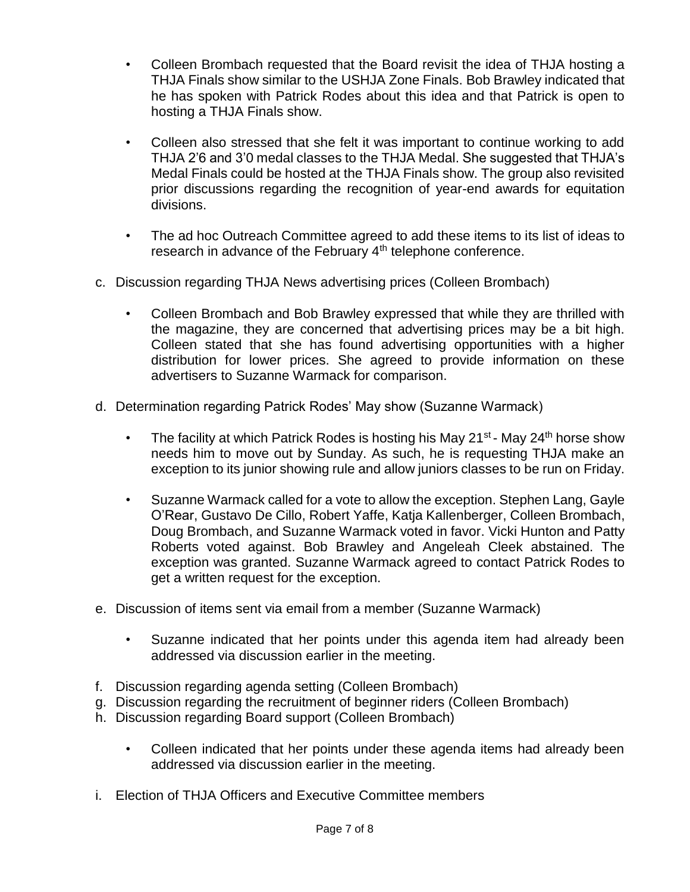- Colleen Brombach requested that the Board revisit the idea of THJA hosting a THJA Finals show similar to the USHJA Zone Finals. Bob Brawley indicated that he has spoken with Patrick Rodes about this idea and that Patrick is open to hosting a THJA Finals show.

- Colleen also stressed that she felt it was important to continue working to add THJA 2'6 and 3'0 medal classes to the THJA Medal. She suggested that THJA's Medal Finals could be hosted at the THJA Finals show. The group also revisited prior discussions regarding the recognition of year-end awards for equitation divisions.

- The ad hoc Outreach Committee agreed to add these items to its list of ideas to research in advance of the February 4th telephone conference.

c. Discussion regarding THJA News advertising prices (Colleen Brombach)

- Colleen Brombach and Bob Brawley expressed that while they are thrilled with the magazine, they are concerned that advertising prices may be a bit high. Colleen stated that she has found advertising opportunities with a higher distribution for lower prices. She agreed to provide information on these advertisers to Suzanne Warmack for comparison.

d. Determination regarding Patrick Rodes' May show (Suzanne Warmack)

- The facility at which Patrick Rodes is hosting his May 21st - May 24th horse show needs him to move out by Sunday. As such, he is requesting THJA make an exception to its junior showing rule and allow juniors classes to be run on Friday.

- Suzanne Warmack called for a vote to allow the exception. Stephen Lang, Gayle O'Rear, Gustavo De Cillo, Robert Yaffe, Katja Kallenberger, Colleen Brombach, Doug Brombach, and Suzanne Warmack voted in favor. Vicki Hunton and Patty Roberts voted against. Bob Brawley and Angeleah Cleek abstained. The exception was granted. Suzanne Warmack agreed to contact Patrick Rodes to get a written request for the exception.

e. Discussion of items sent via email from a member (Suzanne Warmack)

- Suzanne indicated that her points under this agenda item had already been addressed via discussion earlier in the meeting.

f. Discussion regarding agenda setting (Colleen Brombach)
g. Discussion regarding the recruitment of beginner riders (Colleen Brombach)
h. Discussion regarding Board support (Colleen Brombach)

- Colleen indicated that her points under these agenda items had already been addressed via discussion earlier in the meeting.

i. Election of THJA Officers and Executive Committee members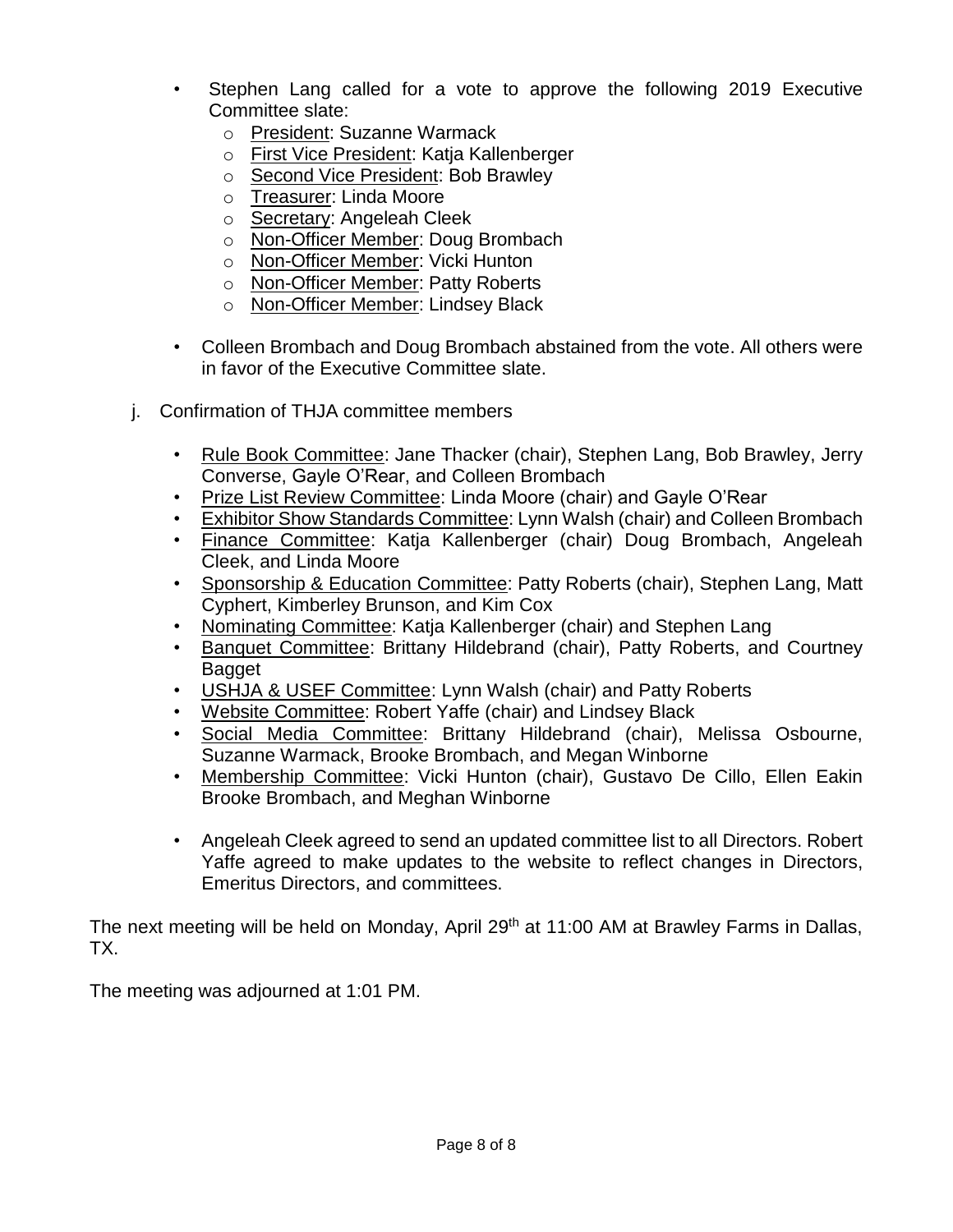- Stephen Lang called for a vote to approve the following 2019 Executive Committee slate:
  - President: Suzanne Warmack
  - First Vice President: Katja Kallenberger
  - Second Vice President: Bob Brawley
  - Treasurer: Linda Moore
  - Secretary: Angeleah Cleek
  - Non-Officer Member: Doug Brombach
  - Non-Officer Member: Vicki Hunton
  - Non-Officer Member: Patty Roberts
  - Non-Officer Member: Lindsey Black
- Colleen Brombach and Doug Brombach abstained from the vote. All others were in favor of the Executive Committee slate.

j. Confirmation of THJA committee members

- Rule Book Committee: Jane Thacker (chair), Stephen Lang, Bob Brawley, Jerry Converse, Gayle O'Rear, and Colleen Brombach
- Prize List Review Committee: Linda Moore (chair) and Gayle O'Rear
- Exhibitor Show Standards Committee: Lynn Walsh (chair) and Colleen Brombach
- Finance Committee: Katja Kallenberger (chair) Doug Brombach, Angeleah Cleek, and Linda Moore
- Sponsorship & Education Committee: Patty Roberts (chair), Stephen Lang, Matt Cyphert, Kimberley Brunson, and Kim Cox
- Nominating Committee: Katja Kallenberger (chair) and Stephen Lang
- Banquet Committee: Brittany Hildebrand (chair), Patty Roberts, and Courtney Bagget
- USHJA & USEF Committee: Lynn Walsh (chair) and Patty Roberts
- Website Committee: Robert Yaffe (chair) and Lindsey Black
- Social Media Committee: Brittany Hildebrand (chair), Melissa Osbourne, Suzanne Warmack, Brooke Brombach, and Megan Winborne
- Membership Committee: Vicki Hunton (chair), Gustavo De Cillo, Ellen Eakin Brooke Brombach, and Meghan Winborne

- Angeleah Cleek agreed to send an updated committee list to all Directors. Robert Yaffe agreed to make updates to the website to reflect changes in Directors, Emeritus Directors, and committees.

The next meeting will be held on Monday, April 29th at 11:00 AM at Brawley Farms in Dallas, TX.

The meeting was adjourned at 1:01 PM.